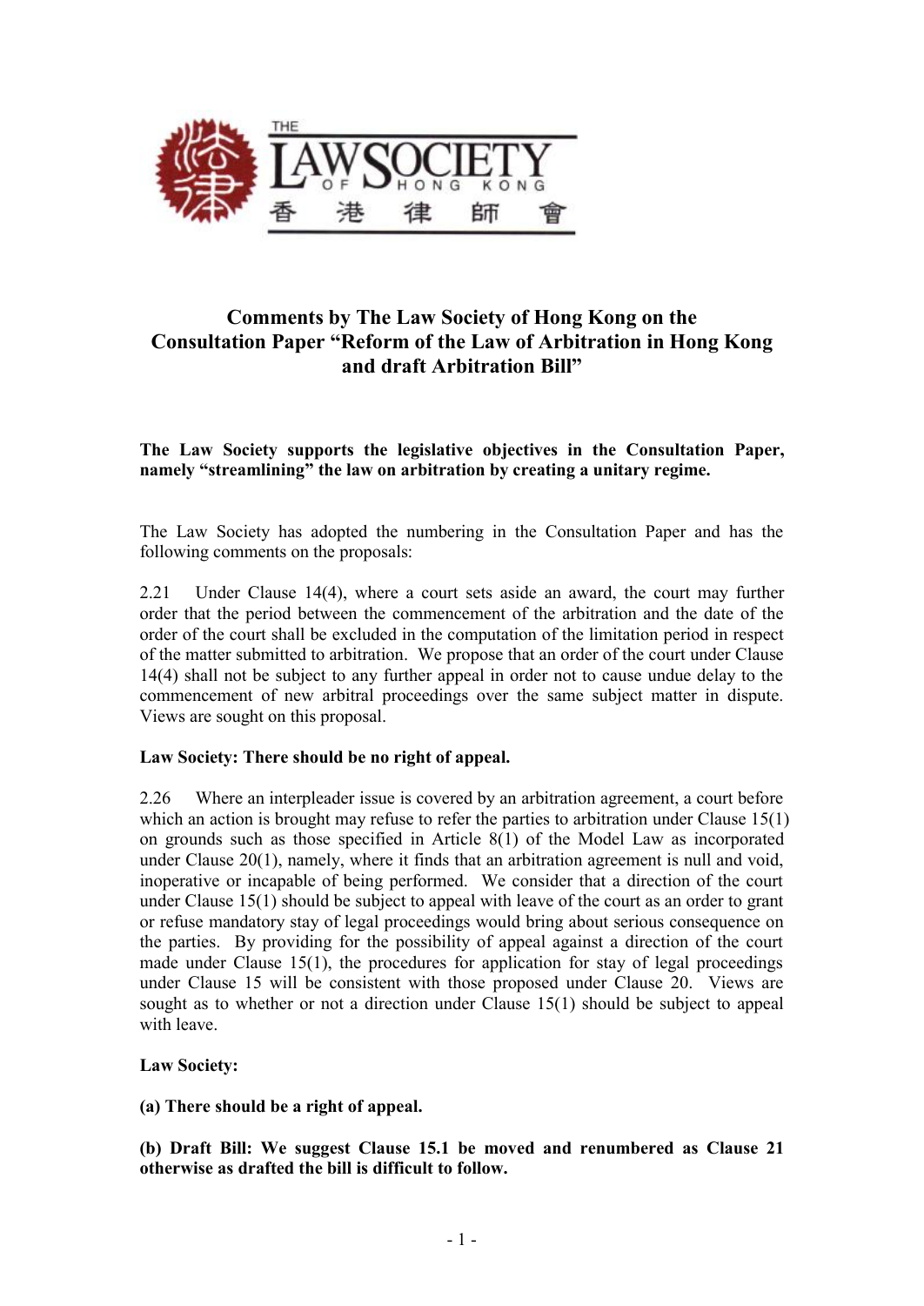# Comments by The Law Society of Hong Kong on the Consultation Paper "Reform of the Law of Arbitration in Hong Kong and draft Arbitration Bill"

**The Law Society supports the legislative objectives in the Consultation Paper, namely "streamlining" the law on arbitration by creating a unitary regime.**

The Law Society has adopted the numbering in the Consultation Paper and has the following comments on the proposals:

2.21 Under Clause 14(4), where a court sets aside an award, the court may further order that the period between the commencement of the arbitration and the date of the order of the court shall be excluded in the computation of the limitation period in respect of the matter submitted to arbitration. We propose that an order of the court under Clause 14(4) shall not be subject to any further appeal in order not to cause undue delay to the commencement of new arbitral proceedings over the same subject matter in dispute. Views are sought on this proposal.

**Law Society: There should be no right of appeal.**

2.26 Where an interpleader issue is covered by an arbitration agreement, a court before which an action is brought may refuse to refer the parties to arbitration under Clause 15(1) on grounds such as those specified in Article 8(1) of the Model Law as incorporated under Clause 20(1), namely, where it finds that an arbitration agreement is null and void, inoperative or incapable of being performed. We consider that a direction of the court under Clause 15(1) should be subject to appeal with leave of the court as an order to grant or refuse mandatory stay of legal proceedings would bring about serious consequence on the parties. By providing for the possibility of appeal against a direction of the court made under Clause 15(1), the procedures for application for stay of legal proceedings under Clause 15 will be consistent with those proposed under Clause 20. Views are sought as to whether or not a direction under Clause 15(1) should be subject to appeal with leave.

**Law Society:**

**(a) There should be a right of appeal.**

**(b) Draft Bill: We suggest Clause 15.1 be moved and renumbered as Clause 21 otherwise as drafted the bill is difficult to follow.**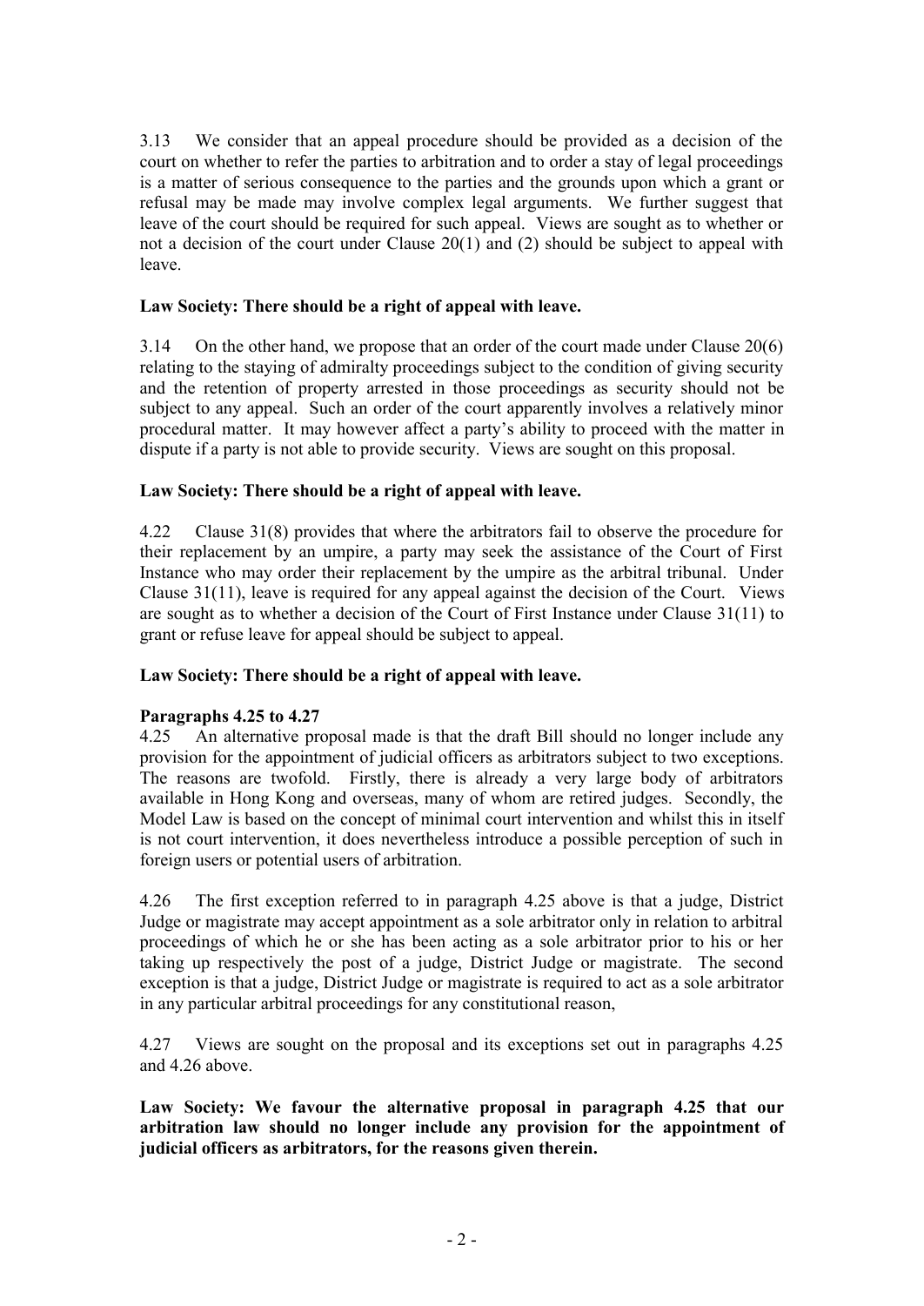3.13 We consider that an appeal procedure should be provided as a decision of the court on whether to refer the parties to arbitration and to order a stay of legal proceedings is a matter of serious consequence to the parties and the grounds upon which a grant or refusal may be made may involve complex legal arguments. We further suggest that leave of the court should be required for such appeal. Views are sought as to whether or not a decision of the court under Clause 20(1) and (2) should be subject to appeal with leave.

**Law Society: There should be a right of appeal with leave.**

3.14 On the other hand, we propose that an order of the court made under Clause 20(6) relating to the staying of admiralty proceedings subject to the condition of giving security and the retention of property arrested in those proceedings as security should not be subject to any appeal. Such an order of the court apparently involves a relatively minor procedural matter. It may however affect a party's ability to proceed with the matter in dispute if a party is not able to provide security. Views are sought on this proposal.

**Law Society: There should be a right of appeal with leave.**

4.22 Clause 31(8) provides that where the arbitrators fail to observe the procedure for their replacement by an umpire, a party may seek the assistance of the Court of First Instance who may order their replacement by the umpire as the arbitral tribunal. Under Clause 31(11), leave is required for any appeal against the decision of the Court. Views are sought as to whether a decision of the Court of First Instance under Clause 31(11) to grant or refuse leave for appeal should be subject to appeal.

**Law Society: There should be a right of appeal with leave.**

**Paragraphs 4.25 to 4.27**

4.25 An alternative proposal made is that the draft Bill should no longer include any provision for the appointment of judicial officers as arbitrators subject to two exceptions. The reasons are twofold. Firstly, there is already a very large body of arbitrators available in Hong Kong and overseas, many of whom are retired judges. Secondly, the Model Law is based on the concept of minimal court intervention and whilst this in itself is not court intervention, it does nevertheless introduce a possible perception of such in foreign users or potential users of arbitration.

4.26 The first exception referred to in paragraph 4.25 above is that a judge, District Judge or magistrate may accept appointment as a sole arbitrator only in relation to arbitral proceedings of which he or she has been acting as a sole arbitrator prior to his or her taking up respectively the post of a judge, District Judge or magistrate. The second exception is that a judge, District Judge or magistrate is required to act as a sole arbitrator in any particular arbitral proceedings for any constitutional reason,

4.27 Views are sought on the proposal and its exceptions set out in paragraphs 4.25 and 4.26 above.

**Law Society: We favour the alternative proposal in paragraph 4.25 that our arbitration law should no longer include any provision for the appointment of judicial officers as arbitrators, for the reasons given therein.**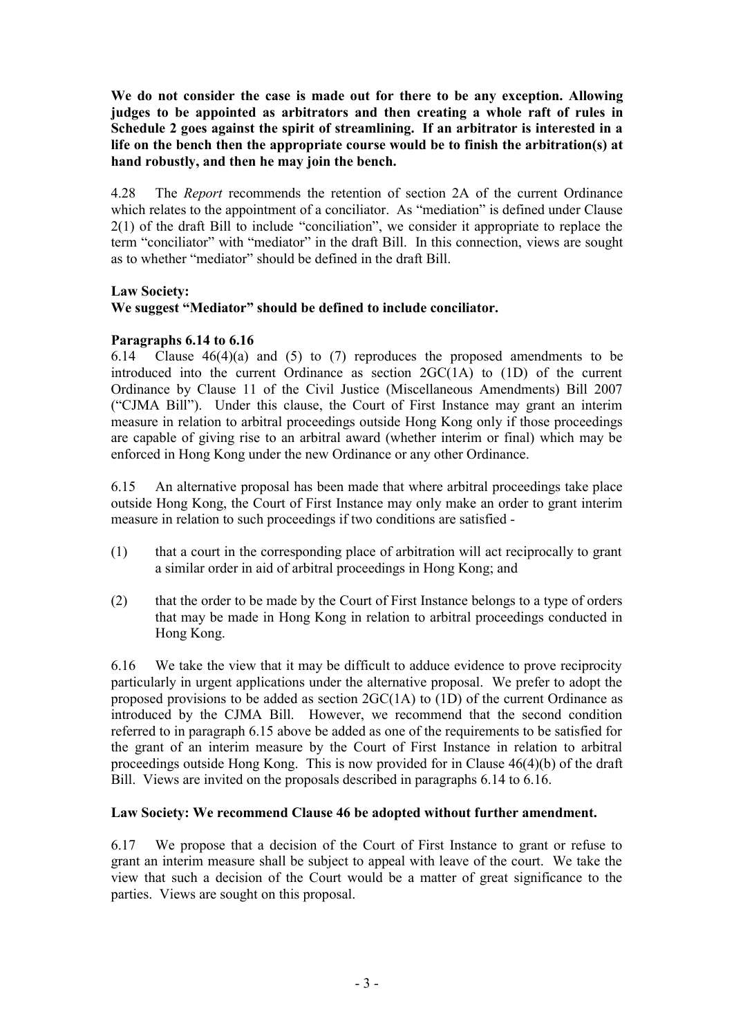**We do not consider the case is made out for there to be any exception. Allowing judges to be appointed as arbitrators and then creating a whole raft of rules in Schedule 2 goes against the spirit of streamlining. If an arbitrator is interested in a life on the bench then the appropriate course would be to finish the arbitration(s) at hand robustly, and then he may join the bench.**

4.28 The *Report* recommends the retention of section 2A of the current Ordinance which relates to the appointment of a conciliator. As "mediation" is defined under Clause 2(1) of the draft Bill to include "conciliation", we consider it appropriate to replace the term "conciliator" with "mediator" in the draft Bill. In this connection, views are sought as to whether "mediator" should be defined in the draft Bill.

**Law Society:**
**We suggest "Mediator" should be defined to include conciliator.**

**Paragraphs 6.14 to 6.16**

6.14 Clause 46(4)(a) and (5) to (7) reproduces the proposed amendments to be introduced into the current Ordinance as section 2GC(1A) to (1D) of the current Ordinance by Clause 11 of the Civil Justice (Miscellaneous Amendments) Bill 2007 ("CJMA Bill"). Under this clause, the Court of First Instance may grant an interim measure in relation to arbitral proceedings outside Hong Kong only if those proceedings are capable of giving rise to an arbitral award (whether interim or final) which may be enforced in Hong Kong under the new Ordinance or any other Ordinance.

6.15 An alternative proposal has been made that where arbitral proceedings take place outside Hong Kong, the Court of First Instance may only make an order to grant interim measure in relation to such proceedings if two conditions are satisfied -

(1) that a court in the corresponding place of arbitration will act reciprocally to grant a similar order in aid of arbitral proceedings in Hong Kong; and

(2) that the order to be made by the Court of First Instance belongs to a type of orders that may be made in Hong Kong in relation to arbitral proceedings conducted in Hong Kong.

6.16 We take the view that it may be difficult to adduce evidence to prove reciprocity particularly in urgent applications under the alternative proposal. We prefer to adopt the proposed provisions to be added as section 2GC(1A) to (1D) of the current Ordinance as introduced by the CJMA Bill. However, we recommend that the second condition referred to in paragraph 6.15 above be added as one of the requirements to be satisfied for the grant of an interim measure by the Court of First Instance in relation to arbitral proceedings outside Hong Kong. This is now provided for in Clause 46(4)(b) of the draft Bill. Views are invited on the proposals described in paragraphs 6.14 to 6.16.

**Law Society: We recommend Clause 46 be adopted without further amendment.**

6.17 We propose that a decision of the Court of First Instance to grant or refuse to grant an interim measure shall be subject to appeal with leave of the court. We take the view that such a decision of the Court would be a matter of great significance to the parties. Views are sought on this proposal.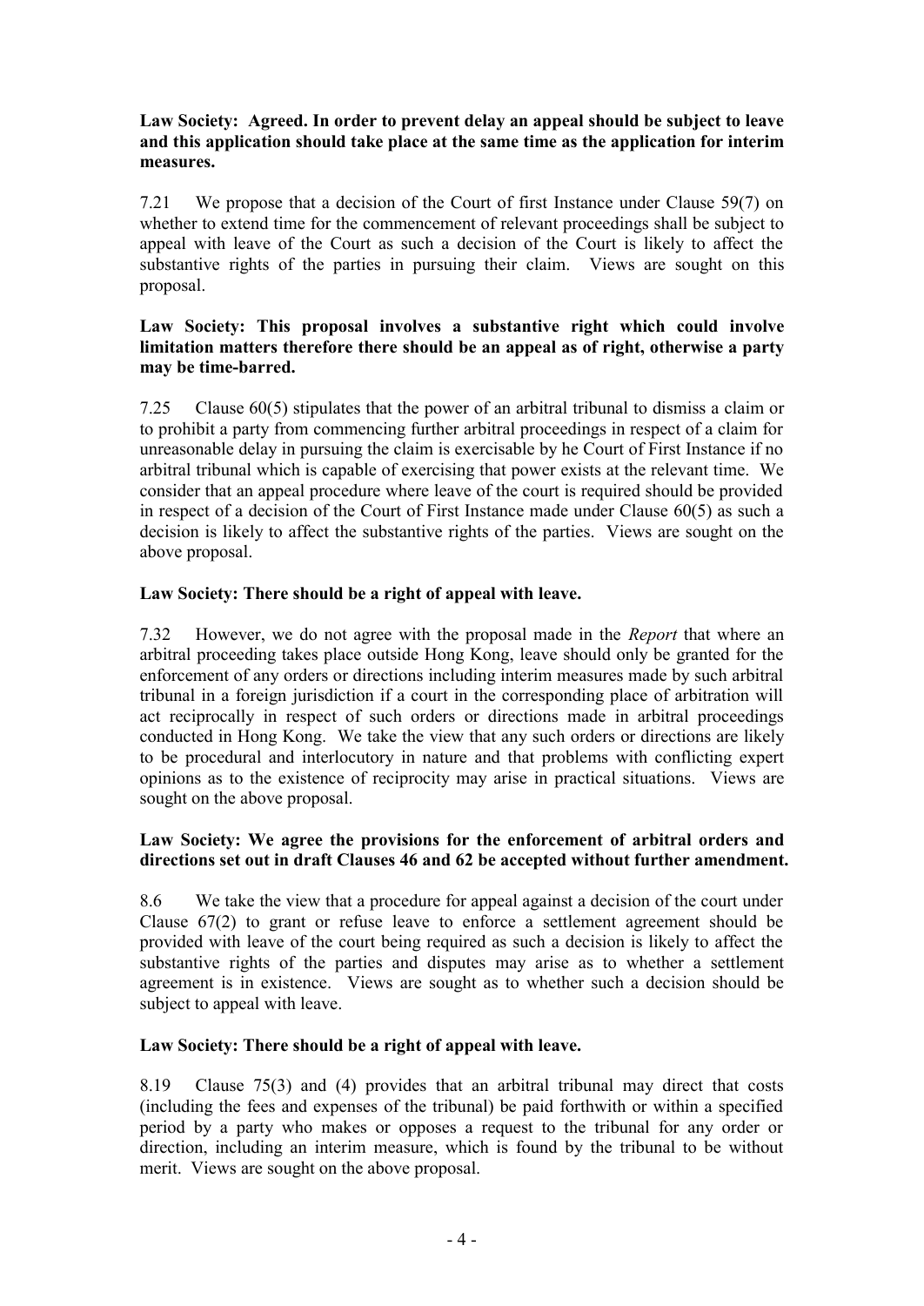**Law Society: Agreed. In order to prevent delay an appeal should be subject to leave and this application should take place at the same time as the application for interim measures.**

7.21 We propose that a decision of the Court of first Instance under Clause 59(7) on whether to extend time for the commencement of relevant proceedings shall be subject to appeal with leave of the Court as such a decision of the Court is likely to affect the substantive rights of the parties in pursuing their claim. Views are sought on this proposal.

**Law Society: This proposal involves a substantive right which could involve limitation matters therefore there should be an appeal as of right, otherwise a party may be time-barred.**

7.25 Clause 60(5) stipulates that the power of an arbitral tribunal to dismiss a claim or to prohibit a party from commencing further arbitral proceedings in respect of a claim for unreasonable delay in pursuing the claim is exercisable by he Court of First Instance if no arbitral tribunal which is capable of exercising that power exists at the relevant time. We consider that an appeal procedure where leave of the court is required should be provided in respect of a decision of the Court of First Instance made under Clause 60(5) as such a decision is likely to affect the substantive rights of the parties. Views are sought on the above proposal.

**Law Society: There should be a right of appeal with leave.**

7.32 However, we do not agree with the proposal made in the *Report* that where an arbitral proceeding takes place outside Hong Kong, leave should only be granted for the enforcement of any orders or directions including interim measures made by such arbitral tribunal in a foreign jurisdiction if a court in the corresponding place of arbitration will act reciprocally in respect of such orders or directions made in arbitral proceedings conducted in Hong Kong. We take the view that any such orders or directions are likely to be procedural and interlocutory in nature and that problems with conflicting expert opinions as to the existence of reciprocity may arise in practical situations. Views are sought on the above proposal.

**Law Society: We agree the provisions for the enforcement of arbitral orders and directions set out in draft Clauses 46 and 62 be accepted without further amendment.**

8.6 We take the view that a procedure for appeal against a decision of the court under Clause 67(2) to grant or refuse leave to enforce a settlement agreement should be provided with leave of the court being required as such a decision is likely to affect the substantive rights of the parties and disputes may arise as to whether a settlement agreement is in existence. Views are sought as to whether such a decision should be subject to appeal with leave.

**Law Society: There should be a right of appeal with leave.**

8.19 Clause 75(3) and (4) provides that an arbitral tribunal may direct that costs (including the fees and expenses of the tribunal) be paid forthwith or within a specified period by a party who makes or opposes a request to the tribunal for any order or direction, including an interim measure, which is found by the tribunal to be without merit. Views are sought on the above proposal.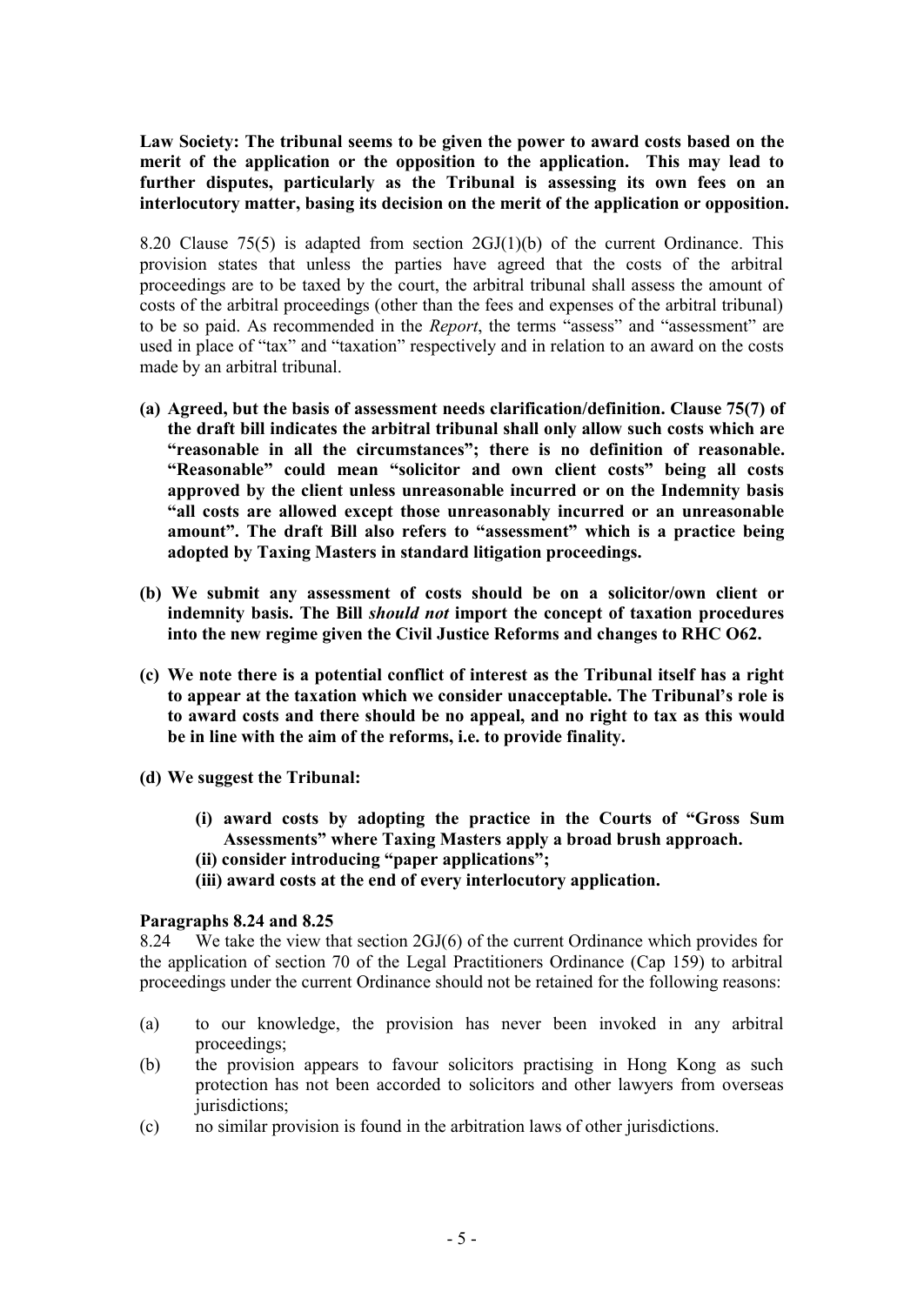**Law Society: The tribunal seems to be given the power to award costs based on the merit of the application or the opposition to the application. This may lead to further disputes, particularly as the Tribunal is assessing its own fees on an interlocutory matter, basing its decision on the merit of the application or opposition.**

8.20 Clause 75(5) is adapted from section 2GJ(1)(b) of the current Ordinance. This provision states that unless the parties have agreed that the costs of the arbitral proceedings are to be taxed by the court, the arbitral tribunal shall assess the amount of costs of the arbitral proceedings (other than the fees and expenses of the arbitral tribunal) to be so paid. As recommended in the *Report*, the terms "assess" and "assessment" are used in place of "tax" and "taxation" respectively and in relation to an award on the costs made by an arbitral tribunal.

**(a) Agreed, but the basis of assessment needs clarification/definition. Clause 75(7) of the draft bill indicates the arbitral tribunal shall only allow such costs which are "reasonable in all the circumstances"; there is no definition of reasonable. "Reasonable" could mean "solicitor and own client costs" being all costs approved by the client unless unreasonable incurred or on the Indemnity basis "all costs are allowed except those unreasonably incurred or an unreasonable amount". The draft Bill also refers to "assessment" which is a practice being adopted by Taxing Masters in standard litigation proceedings.**

**(b) We submit any assessment of costs should be on a solicitor/own client or indemnity basis. The Bill *should not* import the concept of taxation procedures into the new regime given the Civil Justice Reforms and changes to RHC O62.**

**(c) We note there is a potential conflict of interest as the Tribunal itself has a right to appear at the taxation which we consider unacceptable. The Tribunal's role is to award costs and there should be no appeal, and no right to tax as this would be in line with the aim of the reforms, i.e. to provide finality.**

**(d) We suggest the Tribunal:**

- **(i) award costs by adopting the practice in the Courts of "Gross Sum Assessments" where Taxing Masters apply a broad brush approach.**
- **(ii) consider introducing "paper applications";**
- **(iii) award costs at the end of every interlocutory application.**

**Paragraphs 8.24 and 8.25**

8.24 We take the view that section 2GJ(6) of the current Ordinance which provides for the application of section 70 of the Legal Practitioners Ordinance (Cap 159) to arbitral proceedings under the current Ordinance should not be retained for the following reasons:

(a) to our knowledge, the provision has never been invoked in any arbitral proceedings;

(b) the provision appears to favour solicitors practising in Hong Kong as such protection has not been accorded to solicitors and other lawyers from overseas jurisdictions;

(c) no similar provision is found in the arbitration laws of other jurisdictions.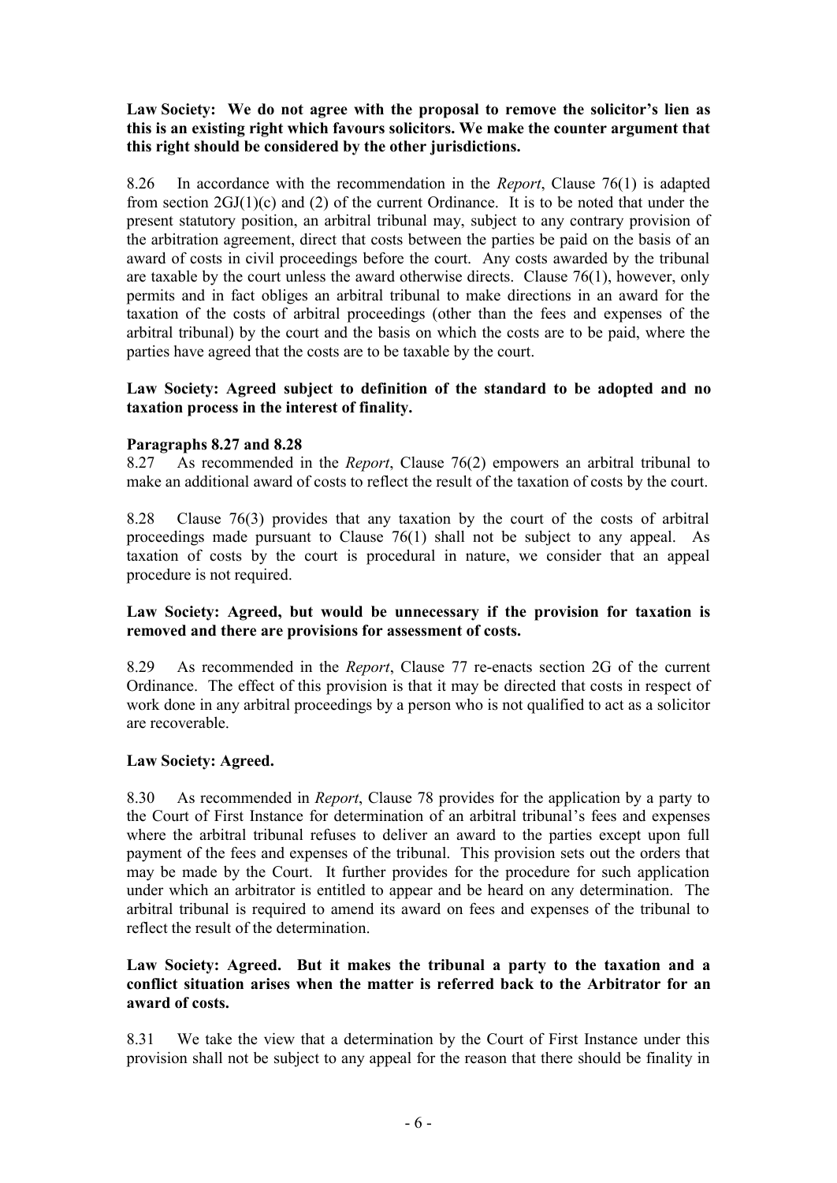**Law Society: We do not agree with the proposal to remove the solicitor's lien as this is an existing right which favours solicitors. We make the counter argument that this right should be considered by the other jurisdictions.**

8.26 In accordance with the recommendation in the *Report*, Clause 76(1) is adapted from section 2GJ(1)(c) and (2) of the current Ordinance. It is to be noted that under the present statutory position, an arbitral tribunal may, subject to any contrary provision of the arbitration agreement, direct that costs between the parties be paid on the basis of an award of costs in civil proceedings before the court. Any costs awarded by the tribunal are taxable by the court unless the award otherwise directs. Clause 76(1), however, only permits and in fact obliges an arbitral tribunal to make directions in an award for the taxation of the costs of arbitral proceedings (other than the fees and expenses of the arbitral tribunal) by the court and the basis on which the costs are to be paid, where the parties have agreed that the costs are to be taxable by the court.

**Law Society: Agreed subject to definition of the standard to be adopted and no taxation process in the interest of finality.**

**Paragraphs 8.27 and 8.28**

8.27 As recommended in the *Report*, Clause 76(2) empowers an arbitral tribunal to make an additional award of costs to reflect the result of the taxation of costs by the court.

8.28 Clause 76(3) provides that any taxation by the court of the costs of arbitral proceedings made pursuant to Clause 76(1) shall not be subject to any appeal. As taxation of costs by the court is procedural in nature, we consider that an appeal procedure is not required.

**Law Society: Agreed, but would be unnecessary if the provision for taxation is removed and there are provisions for assessment of costs.**

8.29 As recommended in the *Report*, Clause 77 re-enacts section 2G of the current Ordinance. The effect of this provision is that it may be directed that costs in respect of work done in any arbitral proceedings by a person who is not qualified to act as a solicitor are recoverable.

**Law Society: Agreed.**

8.30 As recommended in *Report*, Clause 78 provides for the application by a party to the Court of First Instance for determination of an arbitral tribunal's fees and expenses where the arbitral tribunal refuses to deliver an award to the parties except upon full payment of the fees and expenses of the tribunal. This provision sets out the orders that may be made by the Court. It further provides for the procedure for such application under which an arbitrator is entitled to appear and be heard on any determination. The arbitral tribunal is required to amend its award on fees and expenses of the tribunal to reflect the result of the determination.

**Law Society: Agreed. But it makes the tribunal a party to the taxation and a conflict situation arises when the matter is referred back to the Arbitrator for an award of costs.**

8.31 We take the view that a determination by the Court of First Instance under this provision shall not be subject to any appeal for the reason that there should be finality in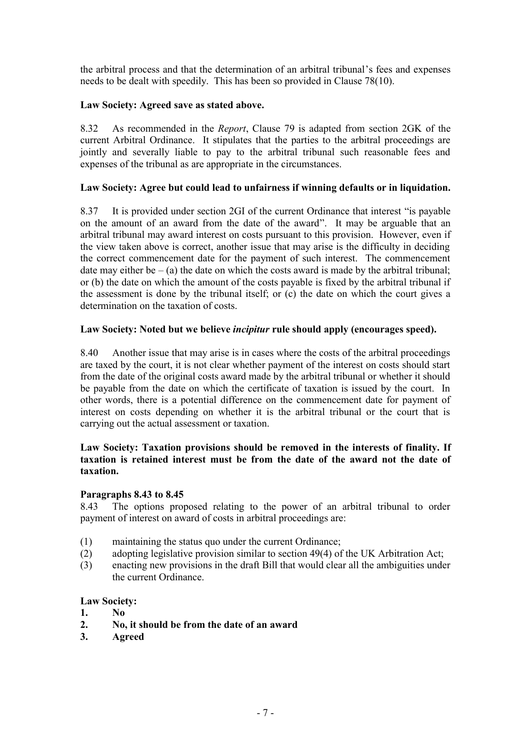the arbitral process and that the determination of an arbitral tribunal's fees and expenses needs to be dealt with speedily. This has been so provided in Clause 78(10).

**Law Society: Agreed save as stated above.**

8.32 As recommended in the *Report*, Clause 79 is adapted from section 2GK of the current Arbitral Ordinance. It stipulates that the parties to the arbitral proceedings are jointly and severally liable to pay to the arbitral tribunal such reasonable fees and expenses of the tribunal as are appropriate in the circumstances.

**Law Society: Agree but could lead to unfairness if winning defaults or in liquidation.**

8.37 It is provided under section 2GI of the current Ordinance that interest "is payable on the amount of an award from the date of the award". It may be arguable that an arbitral tribunal may award interest on costs pursuant to this provision. However, even if the view taken above is correct, another issue that may arise is the difficulty in deciding the correct commencement date for the payment of such interest. The commencement date may either be – (a) the date on which the costs award is made by the arbitral tribunal; or (b) the date on which the amount of the costs payable is fixed by the arbitral tribunal if the assessment is done by the tribunal itself; or (c) the date on which the court gives a determination on the taxation of costs.

**Law Society: Noted but we believe *incipitur* rule should apply (encourages speed).**

8.40 Another issue that may arise is in cases where the costs of the arbitral proceedings are taxed by the court, it is not clear whether payment of the interest on costs should start from the date of the original costs award made by the arbitral tribunal or whether it should be payable from the date on which the certificate of taxation is issued by the court. In other words, there is a potential difference on the commencement date for payment of interest on costs depending on whether it is the arbitral tribunal or the court that is carrying out the actual assessment or taxation.

**Law Society: Taxation provisions should be removed in the interests of finality. If taxation is retained interest must be from the date of the award not the date of taxation.**

**Paragraphs 8.43 to 8.45**

8.43 The options proposed relating to the power of an arbitral tribunal to order payment of interest on award of costs in arbitral proceedings are:

(1) maintaining the status quo under the current Ordinance;
(2) adopting legislative provision similar to section 49(4) of the UK Arbitration Act;
(3) enacting new provisions in the draft Bill that would clear all the ambiguities under the current Ordinance.

**Law Society:**

1. **No**
2. **No, it should be from the date of an award**
3. **Agreed**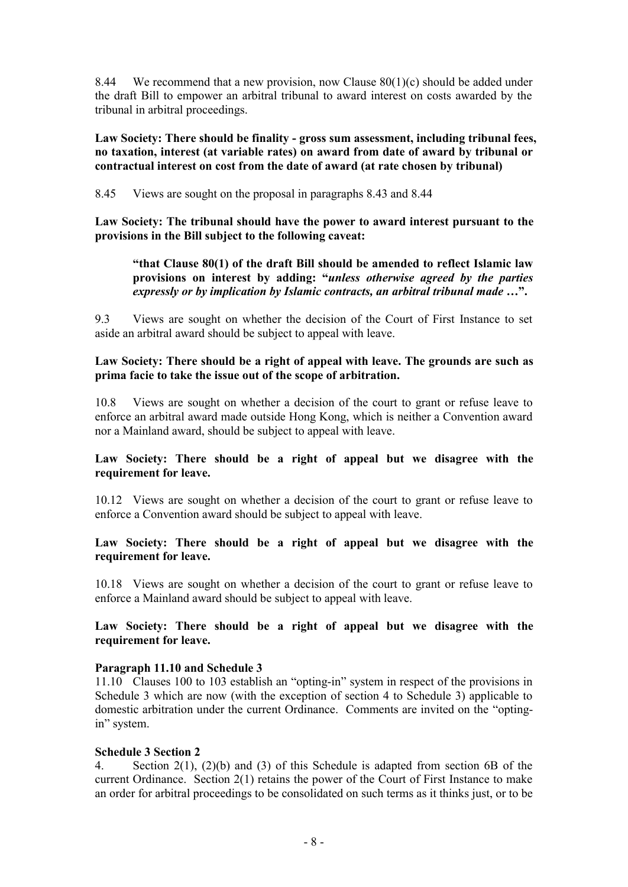8.44 We recommend that a new provision, now Clause 80(1)(c) should be added under the draft Bill to empower an arbitral tribunal to award interest on costs awarded by the tribunal in arbitral proceedings.

**Law Society: There should be finality - gross sum assessment, including tribunal fees, no taxation, interest (at variable rates) on award from date of award by tribunal or contractual interest on cost from the date of award (at rate chosen by tribunal)**

8.45 Views are sought on the proposal in paragraphs 8.43 and 8.44

**Law Society: The tribunal should have the power to award interest pursuant to the provisions in the Bill subject to the following caveat:**

> **"that Clause 80(1) of the draft Bill should be amended to reflect Islamic law provisions on interest by adding: "*unless otherwise agreed by the parties expressly or by implication by Islamic contracts, an arbitral tribunal made …*".**

9.3 Views are sought on whether the decision of the Court of First Instance to set aside an arbitral award should be subject to appeal with leave.

**Law Society: There should be a right of appeal with leave. The grounds are such as prima facie to take the issue out of the scope of arbitration.**

10.8 Views are sought on whether a decision of the court to grant or refuse leave to enforce an arbitral award made outside Hong Kong, which is neither a Convention award nor a Mainland award, should be subject to appeal with leave.

**Law Society: There should be a right of appeal but we disagree with the requirement for leave.**

10.12 Views are sought on whether a decision of the court to grant or refuse leave to enforce a Convention award should be subject to appeal with leave.

**Law Society: There should be a right of appeal but we disagree with the requirement for leave.**

10.18 Views are sought on whether a decision of the court to grant or refuse leave to enforce a Mainland award should be subject to appeal with leave.

**Law Society: There should be a right of appeal but we disagree with the requirement for leave.**

**Paragraph 11.10 and Schedule 3**

11.10 Clauses 100 to 103 establish an "opting-in" system in respect of the provisions in Schedule 3 which are now (with the exception of section 4 to Schedule 3) applicable to domestic arbitration under the current Ordinance. Comments are invited on the "opting-in" system.

**Schedule 3 Section 2**

4. Section 2(1), (2)(b) and (3) of this Schedule is adapted from section 6B of the current Ordinance. Section 2(1) retains the power of the Court of First Instance to make an order for arbitral proceedings to be consolidated on such terms as it thinks just, or to be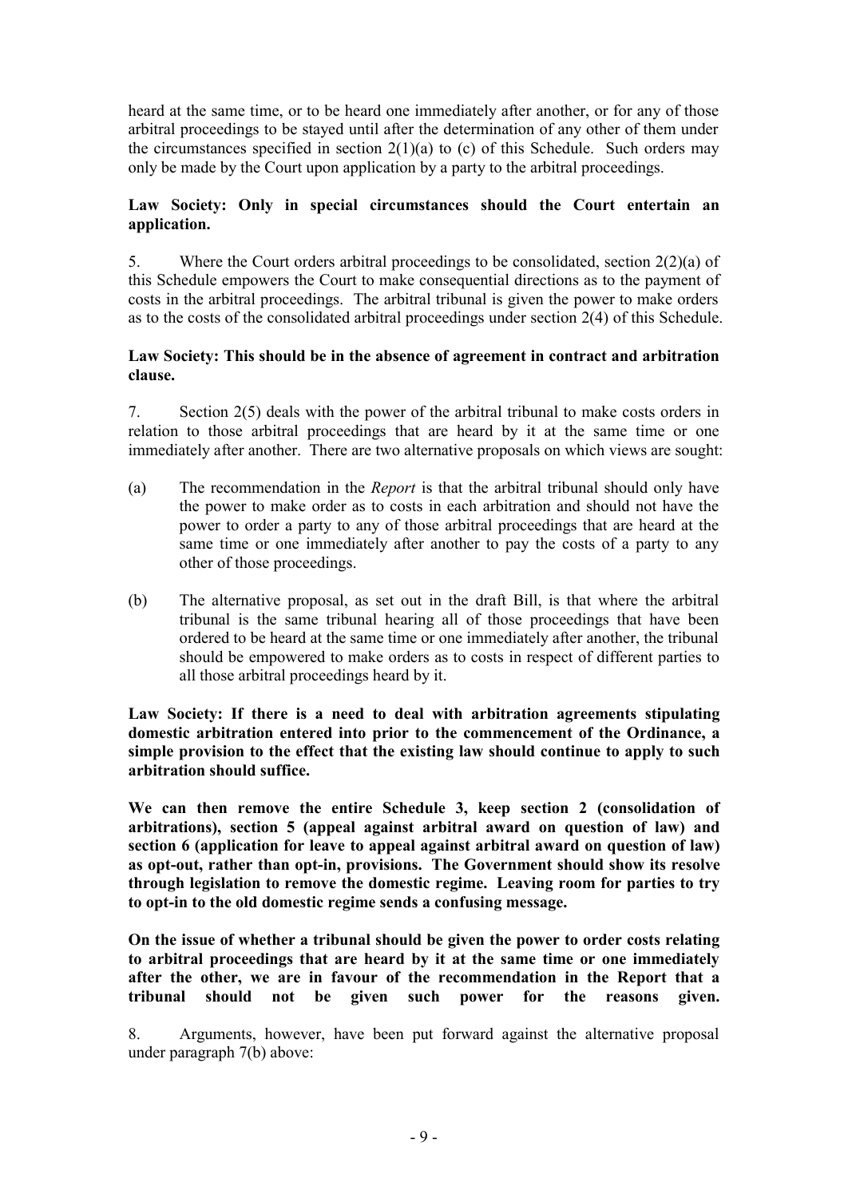heard at the same time, or to be heard one immediately after another, or for any of those arbitral proceedings to be stayed until after the determination of any other of them under the circumstances specified in section 2(1)(a) to (c) of this Schedule. Such orders may only be made by the Court upon application by a party to the arbitral proceedings.

**Law Society: Only in special circumstances should the Court entertain an application.**

5. Where the Court orders arbitral proceedings to be consolidated, section 2(2)(a) of this Schedule empowers the Court to make consequential directions as to the payment of costs in the arbitral proceedings. The arbitral tribunal is given the power to make orders as to the costs of the consolidated arbitral proceedings under section 2(4) of this Schedule.

**Law Society: This should be in the absence of agreement in contract and arbitration clause.**

7. Section 2(5) deals with the power of the arbitral tribunal to make costs orders in relation to those arbitral proceedings that are heard by it at the same time or one immediately after another. There are two alternative proposals on which views are sought:

(a) The recommendation in the *Report* is that the arbitral tribunal should only have the power to make order as to costs in each arbitration and should not have the power to order a party to any of those arbitral proceedings that are heard at the same time or one immediately after another to pay the costs of a party to any other of those proceedings.

(b) The alternative proposal, as set out in the draft Bill, is that where the arbitral tribunal is the same tribunal hearing all of those proceedings that have been ordered to be heard at the same time or one immediately after another, the tribunal should be empowered to make orders as to costs in respect of different parties to all those arbitral proceedings heard by it.

**Law Society: If there is a need to deal with arbitration agreements stipulating domestic arbitration entered into prior to the commencement of the Ordinance, a simple provision to the effect that the existing law should continue to apply to such arbitration should suffice.**

**We can then remove the entire Schedule 3, keep section 2 (consolidation of arbitrations), section 5 (appeal against arbitral award on question of law) and section 6 (application for leave to appeal against arbitral award on question of law) as opt-out, rather than opt-in, provisions. The Government should show its resolve through legislation to remove the domestic regime. Leaving room for parties to try to opt-in to the old domestic regime sends a confusing message.**

**On the issue of whether a tribunal should be given the power to order costs relating to arbitral proceedings that are heard by it at the same time or one immediately after the other, we are in favour of the recommendation in the Report that a tribunal should not be given such power for the reasons given.**

8. Arguments, however, have been put forward against the alternative proposal under paragraph 7(b) above: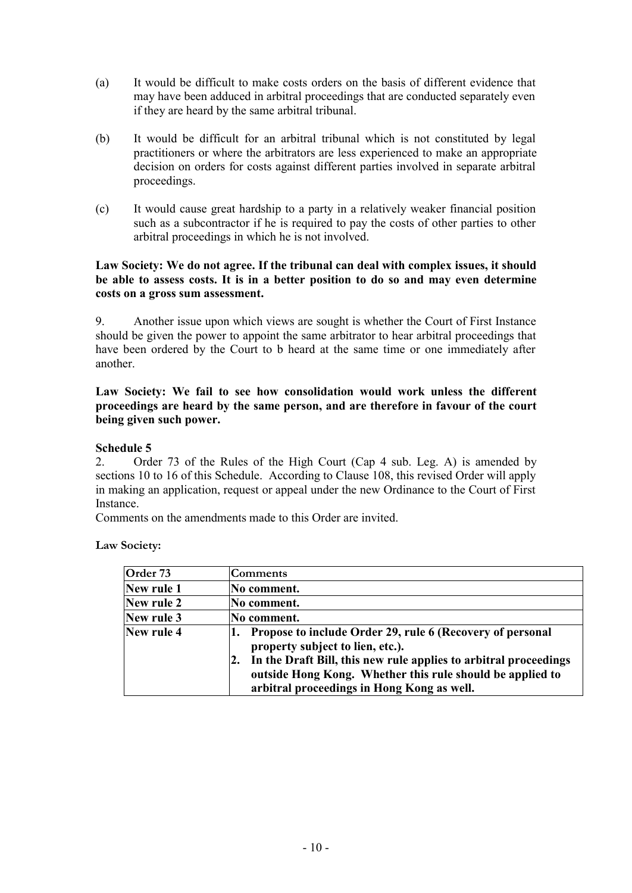(a) It would be difficult to make costs orders on the basis of different evidence that may have been adduced in arbitral proceedings that are conducted separately even if they are heard by the same arbitral tribunal.

(b) It would be difficult for an arbitral tribunal which is not constituted by legal practitioners or where the arbitrators are less experienced to make an appropriate decision on orders for costs against different parties involved in separate arbitral proceedings.

(c) It would cause great hardship to a party in a relatively weaker financial position such as a subcontractor if he is required to pay the costs of other parties to other arbitral proceedings in which he is not involved.

**Law Society: We do not agree. If the tribunal can deal with complex issues, it should be able to assess costs. It is in a better position to do so and may even determine costs on a gross sum assessment.**

9. Another issue upon which views are sought is whether the Court of First Instance should be given the power to appoint the same arbitrator to hear arbitral proceedings that have been ordered by the Court to b heard at the same time or one immediately after another.

**Law Society: We fail to see how consolidation would work unless the different proceedings are heard by the same person, and are therefore in favour of the court being given such power.**

**Schedule 5**

2. Order 73 of the Rules of the High Court (Cap 4 sub. Leg. A) is amended by sections 10 to 16 of this Schedule. According to Clause 108, this revised Order will apply in making an application, request or appeal under the new Ordinance to the Court of First Instance.

Comments on the amendments made to this Order are invited.

**Law Society:**

| **Order 73** | **Comments** |
|---|---|
| **New rule 1** | **No comment.** |
| **New rule 2** | **No comment.** |
| **New rule 3** | **No comment.** |
| **New rule 4** | **1. Propose to include Order 29, rule 6 (Recovery of personal property subject to lien, etc.).** <br> **2. In the Draft Bill, this new rule applies to arbitral proceedings outside Hong Kong. Whether this rule should be applied to arbitral proceedings in Hong Kong as well.** |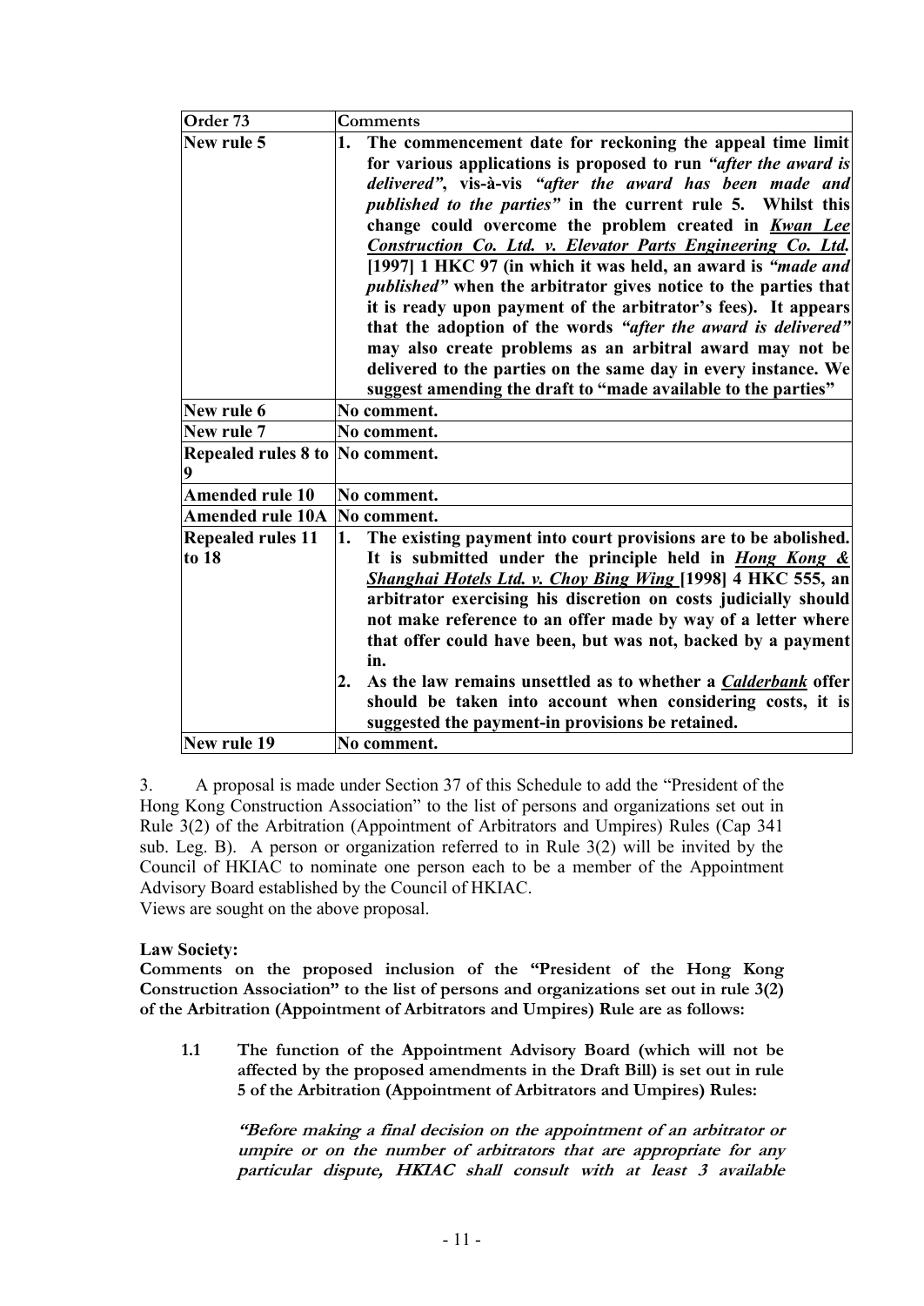| Order 73 | Comments |
|---|---|
| New rule 5 | **1. The commencement date for reckoning the appeal time limit for various applications is proposed to run *"after the award is delivered"*, vis-à-vis *"after the award has been made and published to the parties"* in the current rule 5. Whilst this change could overcome the problem created in *Kwan Lee Construction Co. Ltd. v. Elevator Parts Engineering Co. Ltd.* [1997] 1 HKC 97 (in which it was held, an award is *"made and published"* when the arbitrator gives notice to the parties that it is ready upon payment of the arbitrator's fees). It appears that the adoption of the words *"after the award is delivered"* may also create problems as an arbitral award may not be delivered to the parties on the same day in every instance. We suggest amending the draft to "made available to the parties"** |
| New rule 6 | **No comment.** |
| New rule 7 | **No comment.** |
| Repealed rules 8 to 9 | **No comment.** |
| Amended rule 10 | **No comment.** |
| Amended rule 10A | **No comment.** |
| Repealed rules 11 to 18 | **1. The existing payment into court provisions are to be abolished. It is submitted under the principle held in *Hong Kong & Shanghai Hotels Ltd. v. Choy Bing Wing* [1998] 4 HKC 555, an arbitrator exercising his discretion on costs judicially should not make reference to an offer made by way of a letter where that offer could have been, but was not, backed by a payment in.**<br>**2. As the law remains unsettled as to whether a *Calderbank* offer should be taken into account when considering costs, it is suggested the payment-in provisions be retained.** |
| New rule 19 | **No comment.** |

3. A proposal is made under Section 37 of this Schedule to add the "President of the Hong Kong Construction Association" to the list of persons and organizations set out in Rule 3(2) of the Arbitration (Appointment of Arbitrators and Umpires) Rules (Cap 341 sub. Leg. B). A person or organization referred to in Rule 3(2) will be invited by the Council of HKIAC to nominate one person each to be a member of the Appointment Advisory Board established by the Council of HKIAC.
Views are sought on the above proposal.

**Law Society:**
**Comments on the proposed inclusion of the "President of the Hong Kong Construction Association" to the list of persons and organizations set out in rule 3(2) of the Arbitration (Appointment of Arbitrators and Umpires) Rule are as follows:**

**1.1 The function of the Appointment Advisory Board (which will not be affected by the proposed amendments in the Draft Bill) is set out in rule 5 of the Arbitration (Appointment of Arbitrators and Umpires) Rules:**

***"Before making a final decision on the appointment of an arbitrator or umpire or on the number of arbitrators that are appropriate for any particular dispute, HKIAC shall consult with at least 3 available***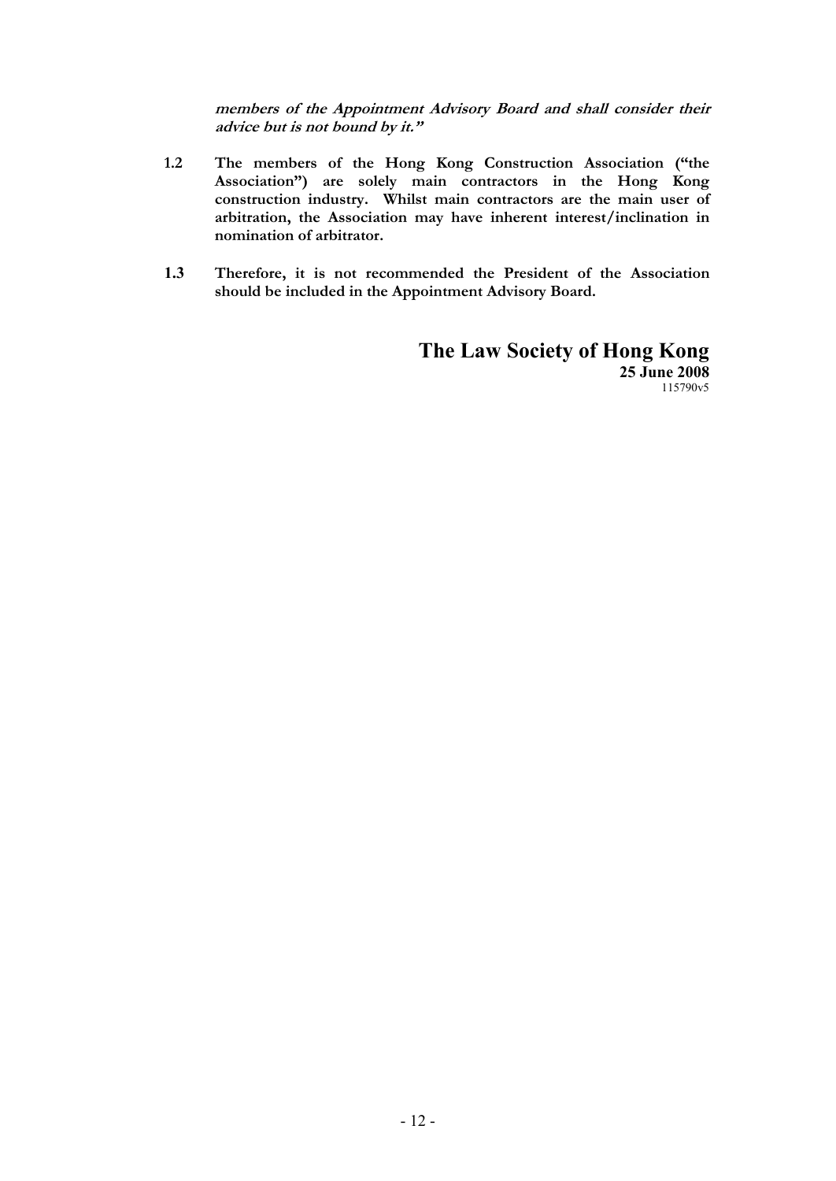***members of the Appointment Advisory Board and shall consider their advice but is not bound by it."***

**1.2 The members of the Hong Kong Construction Association ("the Association") are solely main contractors in the Hong Kong construction industry. Whilst main contractors are the main user of arbitration, the Association may have inherent interest/inclination in nomination of arbitrator.**

**1.3 Therefore, it is not recommended the President of the Association should be included in the Appointment Advisory Board.**

**The Law Society of Hong Kong**
**25 June 2008**
115790v5